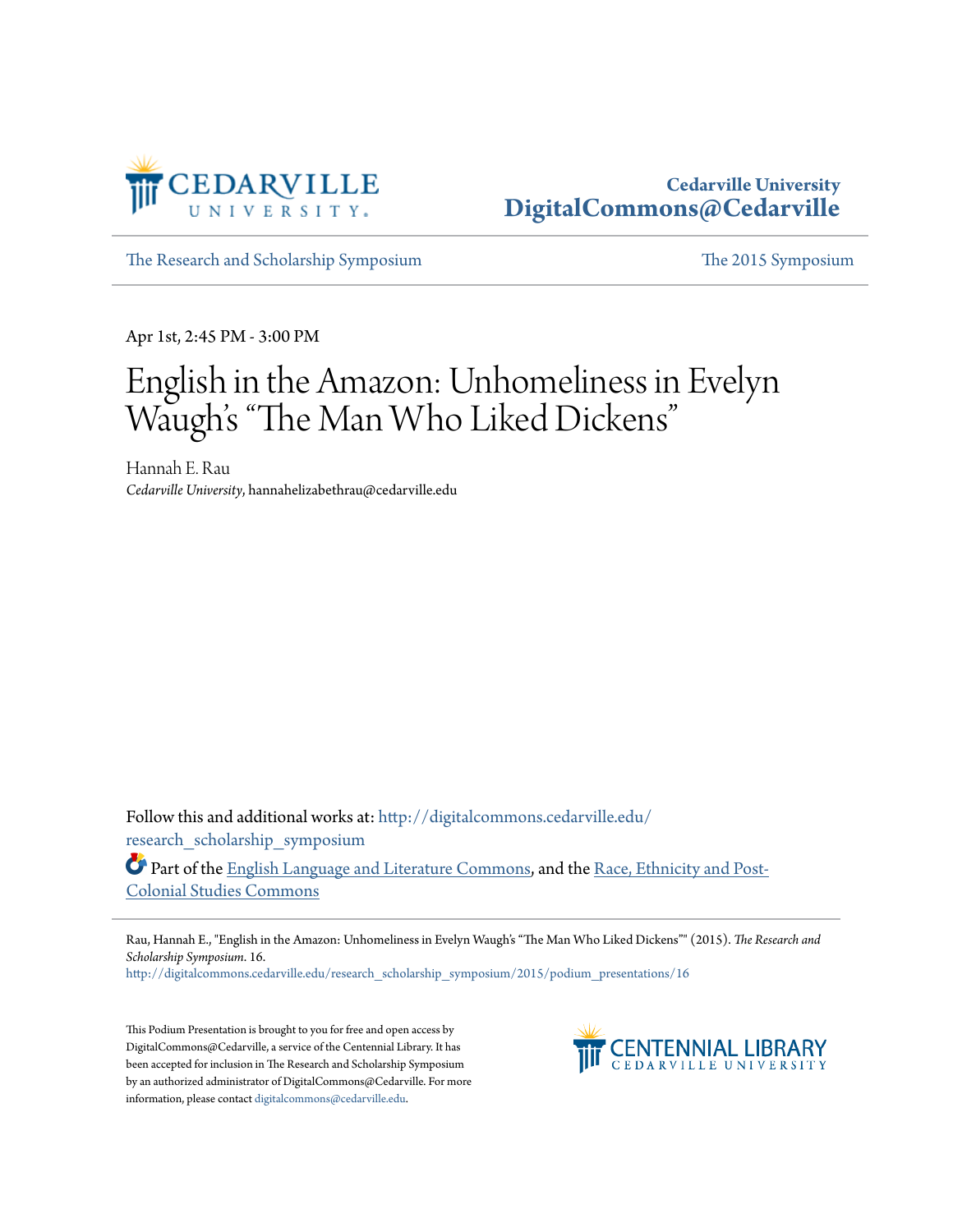Cedarville University
**DigitalCommons@Cedarville**

The Research and Scholarship Symposium | The 2015 Symposium

Apr 1st, 2:45 PM - 3:00 PM

# English in the Amazon: Unhomeliness in Evelyn Waugh's "The Man Who Liked Dickens"

Hannah E. Rau
*Cedarville University*, hannahelizabethrau@cedarville.edu

Follow this and additional works at: http://digitalcommons.cedarville.edu/research_scholarship_symposium

Part of the English Language and Literature Commons, and the Race, Ethnicity and Post-Colonial Studies Commons

Rau, Hannah E., "English in the Amazon: Unhomeliness in Evelyn Waugh's "The Man Who Liked Dickens"" (2015). *The Research and Scholarship Symposium*. 16.
http://digitalcommons.cedarville.edu/research_scholarship_symposium/2015/podium_presentations/16

This Podium Presentation is brought to you for free and open access by DigitalCommons@Cedarville, a service of the Centennial Library. It has been accepted for inclusion in The Research and Scholarship Symposium by an authorized administrator of DigitalCommons@Cedarville. For more information, please contact digitalcommons@cedarville.edu.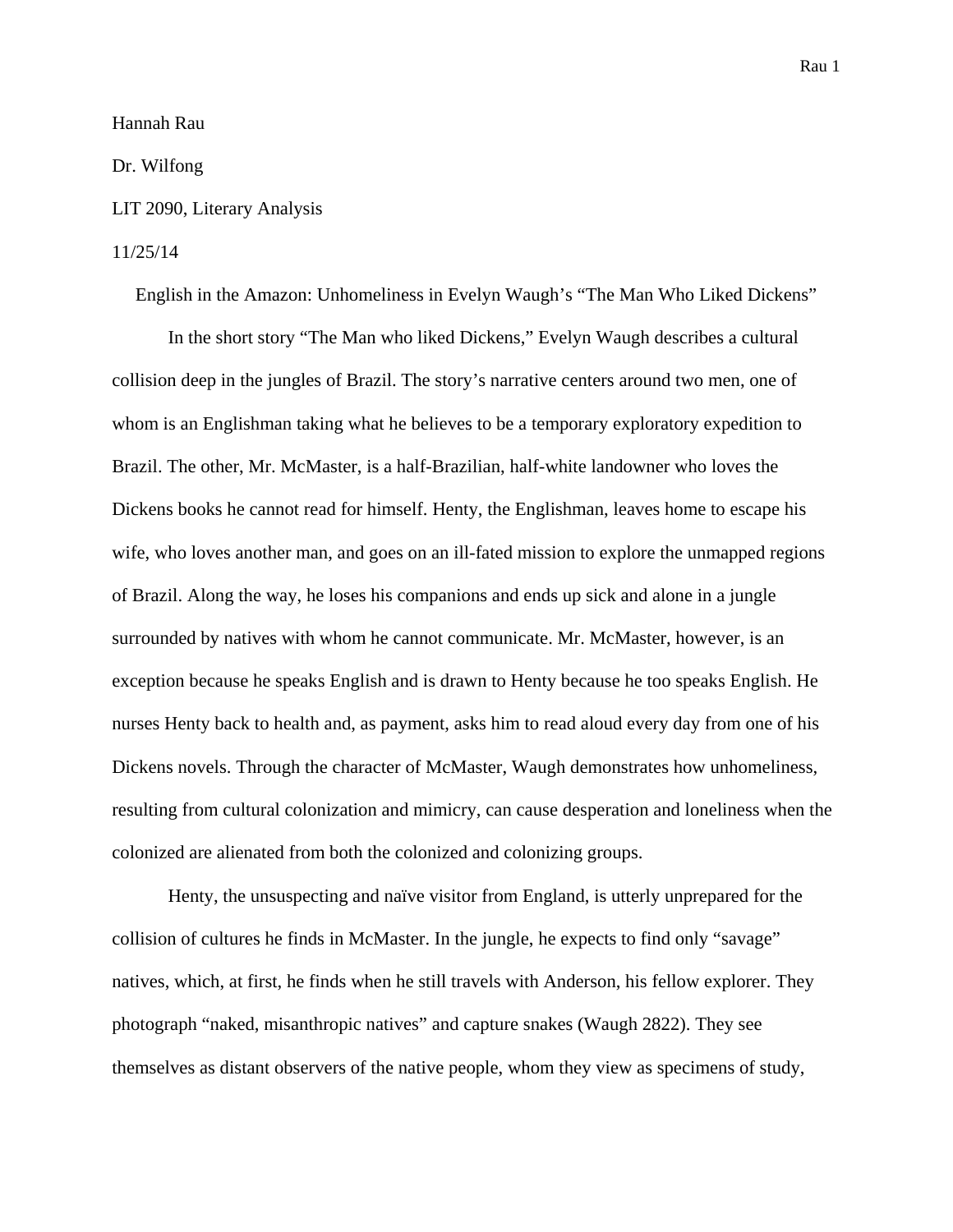Hannah Rau

Dr. Wilfong

LIT 2090, Literary Analysis

11/25/14

English in the Amazon: Unhomeliness in Evelyn Waugh's "The Man Who Liked Dickens"

In the short story "The Man who liked Dickens," Evelyn Waugh describes a cultural collision deep in the jungles of Brazil. The story's narrative centers around two men, one of whom is an Englishman taking what he believes to be a temporary exploratory expedition to Brazil. The other, Mr. McMaster, is a half-Brazilian, half-white landowner who loves the Dickens books he cannot read for himself. Henty, the Englishman, leaves home to escape his wife, who loves another man, and goes on an ill-fated mission to explore the unmapped regions of Brazil. Along the way, he loses his companions and ends up sick and alone in a jungle surrounded by natives with whom he cannot communicate. Mr. McMaster, however, is an exception because he speaks English and is drawn to Henty because he too speaks English. He nurses Henty back to health and, as payment, asks him to read aloud every day from one of his Dickens novels. Through the character of McMaster, Waugh demonstrates how unhomeliness, resulting from cultural colonization and mimicry, can cause desperation and loneliness when the colonized are alienated from both the colonized and colonizing groups.

Henty, the unsuspecting and naïve visitor from England, is utterly unprepared for the collision of cultures he finds in McMaster. In the jungle, he expects to find only "savage" natives, which, at first, he finds when he still travels with Anderson, his fellow explorer. They photograph "naked, misanthropic natives" and capture snakes (Waugh 2822). They see themselves as distant observers of the native people, whom they view as specimens of study,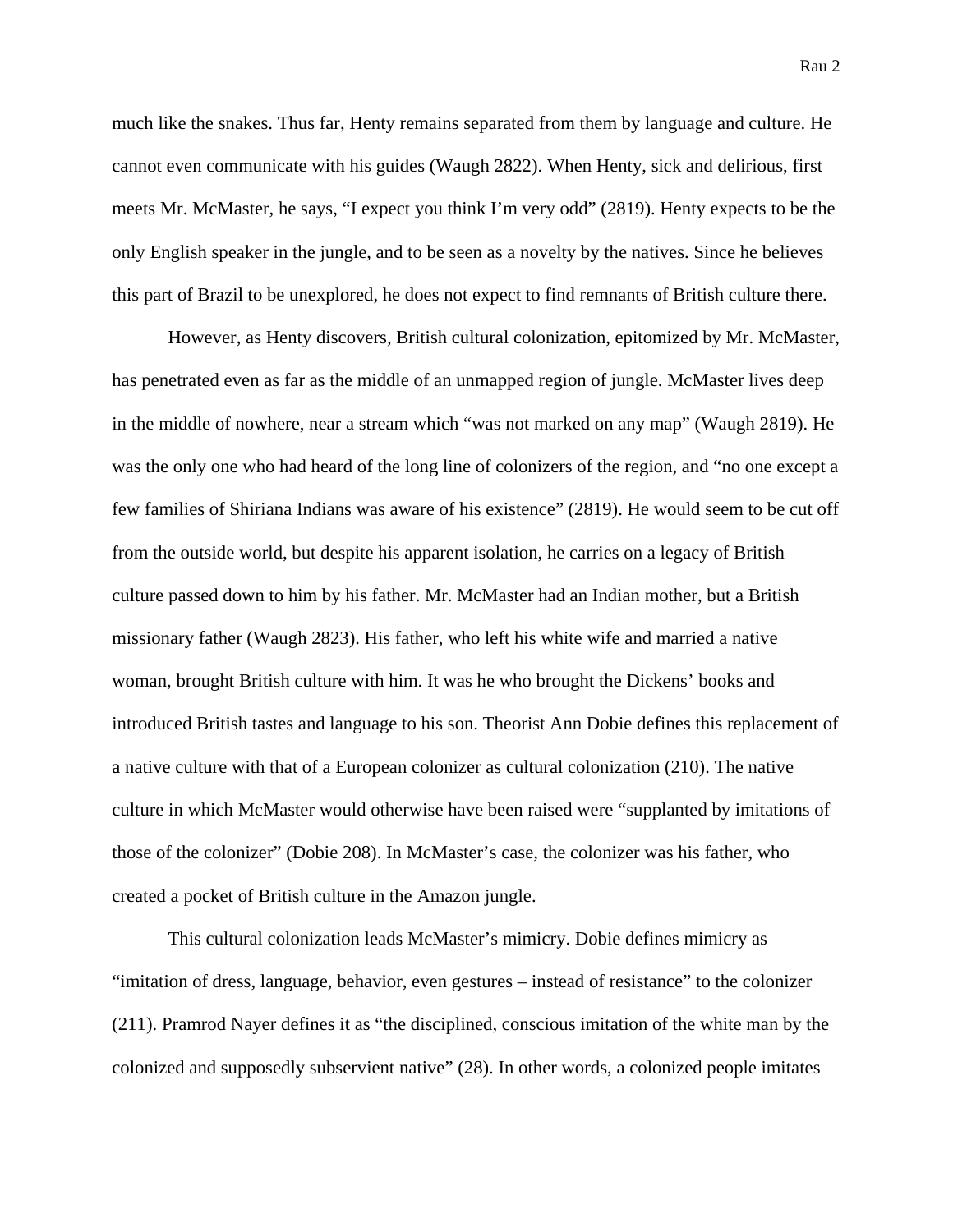much like the snakes. Thus far, Henty remains separated from them by language and culture. He cannot even communicate with his guides (Waugh 2822). When Henty, sick and delirious, first meets Mr. McMaster, he says, "I expect you think I'm very odd" (2819). Henty expects to be the only English speaker in the jungle, and to be seen as a novelty by the natives. Since he believes this part of Brazil to be unexplored, he does not expect to find remnants of British culture there.

However, as Henty discovers, British cultural colonization, epitomized by Mr. McMaster, has penetrated even as far as the middle of an unmapped region of jungle. McMaster lives deep in the middle of nowhere, near a stream which "was not marked on any map" (Waugh 2819). He was the only one who had heard of the long line of colonizers of the region, and "no one except a few families of Shiriana Indians was aware of his existence" (2819). He would seem to be cut off from the outside world, but despite his apparent isolation, he carries on a legacy of British culture passed down to him by his father. Mr. McMaster had an Indian mother, but a British missionary father (Waugh 2823). His father, who left his white wife and married a native woman, brought British culture with him. It was he who brought the Dickens' books and introduced British tastes and language to his son. Theorist Ann Dobie defines this replacement of a native culture with that of a European colonizer as cultural colonization (210). The native culture in which McMaster would otherwise have been raised were "supplanted by imitations of those of the colonizer" (Dobie 208). In McMaster's case, the colonizer was his father, who created a pocket of British culture in the Amazon jungle.

This cultural colonization leads McMaster's mimicry. Dobie defines mimicry as "imitation of dress, language, behavior, even gestures – instead of resistance" to the colonizer (211). Pramrod Nayer defines it as "the disciplined, conscious imitation of the white man by the colonized and supposedly subservient native" (28). In other words, a colonized people imitates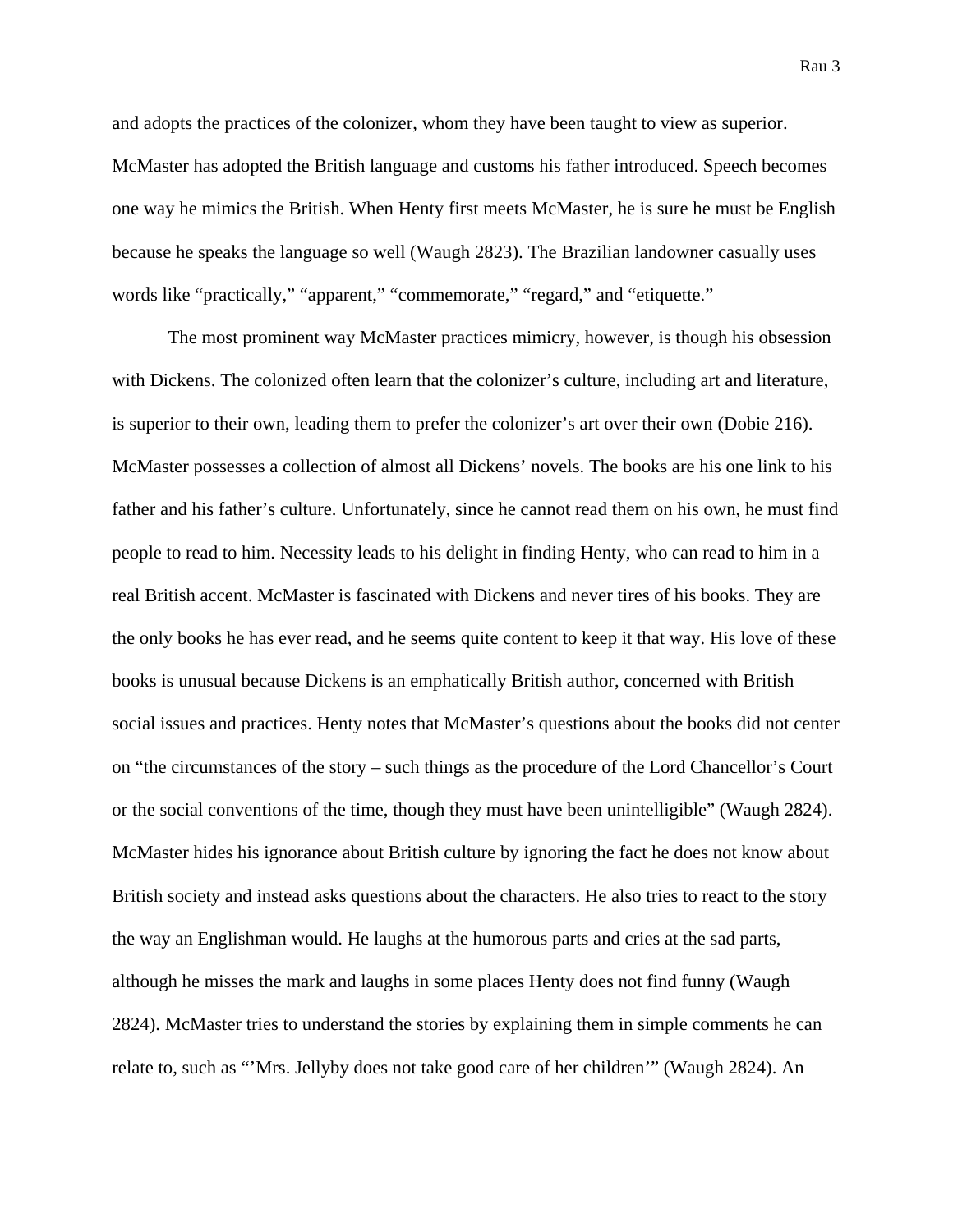and adopts the practices of the colonizer, whom they have been taught to view as superior. McMaster has adopted the British language and customs his father introduced. Speech becomes one way he mimics the British. When Henty first meets McMaster, he is sure he must be English because he speaks the language so well (Waugh 2823). The Brazilian landowner casually uses words like "practically," "apparent," "commemorate," "regard," and "etiquette."

The most prominent way McMaster practices mimicry, however, is though his obsession with Dickens. The colonized often learn that the colonizer's culture, including art and literature, is superior to their own, leading them to prefer the colonizer's art over their own (Dobie 216). McMaster possesses a collection of almost all Dickens' novels. The books are his one link to his father and his father's culture. Unfortunately, since he cannot read them on his own, he must find people to read to him. Necessity leads to his delight in finding Henty, who can read to him in a real British accent. McMaster is fascinated with Dickens and never tires of his books. They are the only books he has ever read, and he seems quite content to keep it that way. His love of these books is unusual because Dickens is an emphatically British author, concerned with British social issues and practices. Henty notes that McMaster's questions about the books did not center on "the circumstances of the story – such things as the procedure of the Lord Chancellor's Court or the social conventions of the time, though they must have been unintelligible" (Waugh 2824). McMaster hides his ignorance about British culture by ignoring the fact he does not know about British society and instead asks questions about the characters. He also tries to react to the story the way an Englishman would. He laughs at the humorous parts and cries at the sad parts, although he misses the mark and laughs in some places Henty does not find funny (Waugh 2824). McMaster tries to understand the stories by explaining them in simple comments he can relate to, such as "'Mrs. Jellyby does not take good care of her children'" (Waugh 2824). An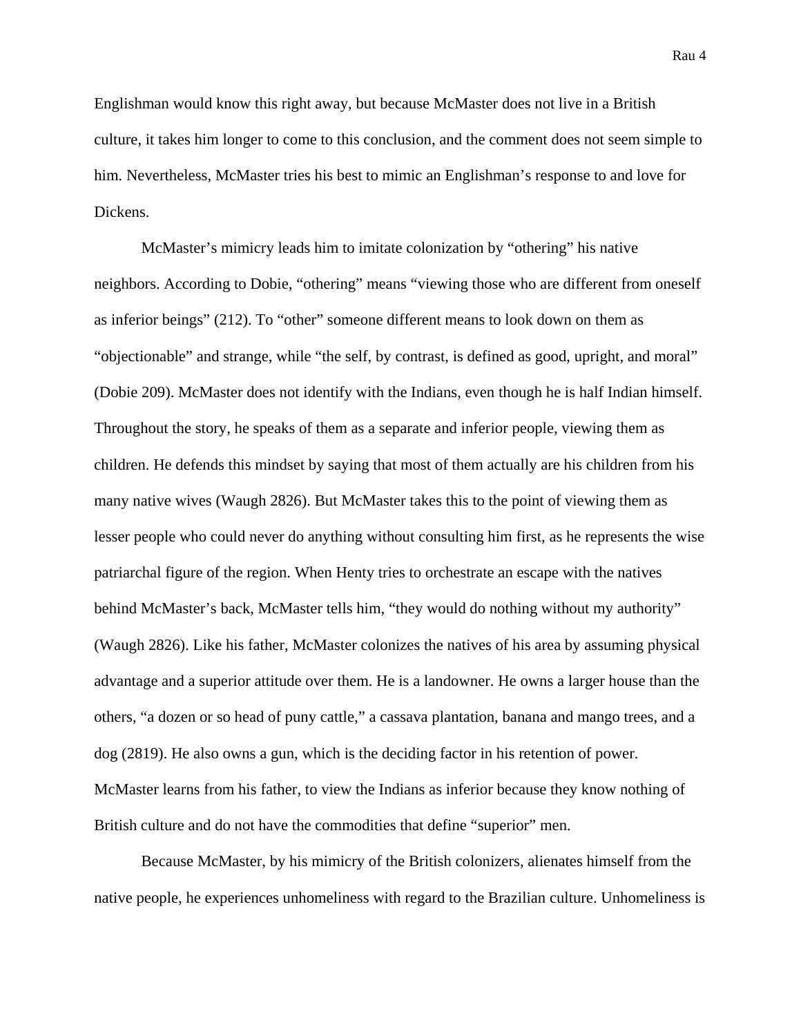Englishman would know this right away, but because McMaster does not live in a British culture, it takes him longer to come to this conclusion, and the comment does not seem simple to him. Nevertheless, McMaster tries his best to mimic an Englishman's response to and love for Dickens.

McMaster's mimicry leads him to imitate colonization by "othering" his native neighbors. According to Dobie, "othering" means "viewing those who are different from oneself as inferior beings" (212). To "other" someone different means to look down on them as "objectionable" and strange, while "the self, by contrast, is defined as good, upright, and moral" (Dobie 209). McMaster does not identify with the Indians, even though he is half Indian himself. Throughout the story, he speaks of them as a separate and inferior people, viewing them as children. He defends this mindset by saying that most of them actually are his children from his many native wives (Waugh 2826). But McMaster takes this to the point of viewing them as lesser people who could never do anything without consulting him first, as he represents the wise patriarchal figure of the region. When Henty tries to orchestrate an escape with the natives behind McMaster's back, McMaster tells him, "they would do nothing without my authority" (Waugh 2826). Like his father, McMaster colonizes the natives of his area by assuming physical advantage and a superior attitude over them. He is a landowner. He owns a larger house than the others, "a dozen or so head of puny cattle," a cassava plantation, banana and mango trees, and a dog (2819). He also owns a gun, which is the deciding factor in his retention of power. McMaster learns from his father, to view the Indians as inferior because they know nothing of British culture and do not have the commodities that define "superior" men.

Because McMaster, by his mimicry of the British colonizers, alienates himself from the native people, he experiences unhomeliness with regard to the Brazilian culture. Unhomeliness is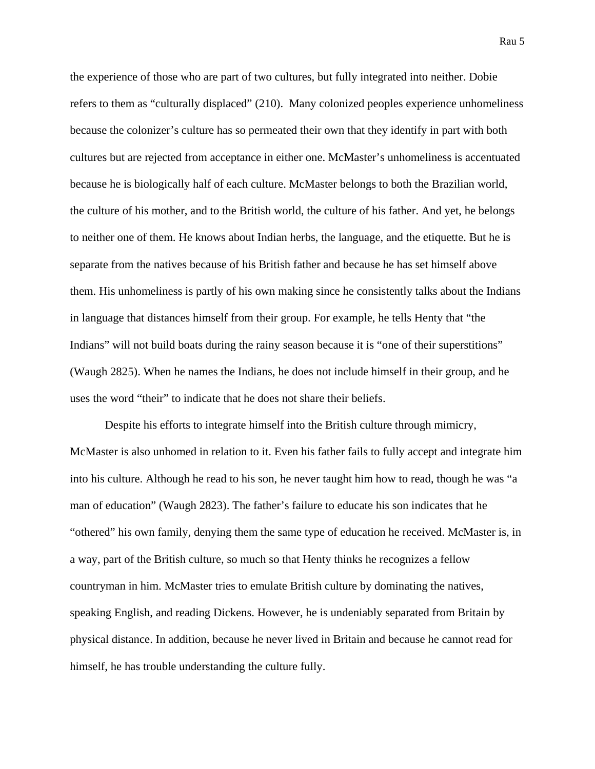the experience of those who are part of two cultures, but fully integrated into neither. Dobie refers to them as "culturally displaced" (210). Many colonized peoples experience unhomeliness because the colonizer's culture has so permeated their own that they identify in part with both cultures but are rejected from acceptance in either one. McMaster's unhomeliness is accentuated because he is biologically half of each culture. McMaster belongs to both the Brazilian world, the culture of his mother, and to the British world, the culture of his father. And yet, he belongs to neither one of them. He knows about Indian herbs, the language, and the etiquette. But he is separate from the natives because of his British father and because he has set himself above them. His unhomeliness is partly of his own making since he consistently talks about the Indians in language that distances himself from their group. For example, he tells Henty that "the Indians" will not build boats during the rainy season because it is "one of their superstitions" (Waugh 2825). When he names the Indians, he does not include himself in their group, and he uses the word "their" to indicate that he does not share their beliefs.

Despite his efforts to integrate himself into the British culture through mimicry, McMaster is also unhomed in relation to it. Even his father fails to fully accept and integrate him into his culture. Although he read to his son, he never taught him how to read, though he was "a man of education" (Waugh 2823). The father's failure to educate his son indicates that he "othered" his own family, denying them the same type of education he received. McMaster is, in a way, part of the British culture, so much so that Henty thinks he recognizes a fellow countryman in him. McMaster tries to emulate British culture by dominating the natives, speaking English, and reading Dickens. However, he is undeniably separated from Britain by physical distance. In addition, because he never lived in Britain and because he cannot read for himself, he has trouble understanding the culture fully.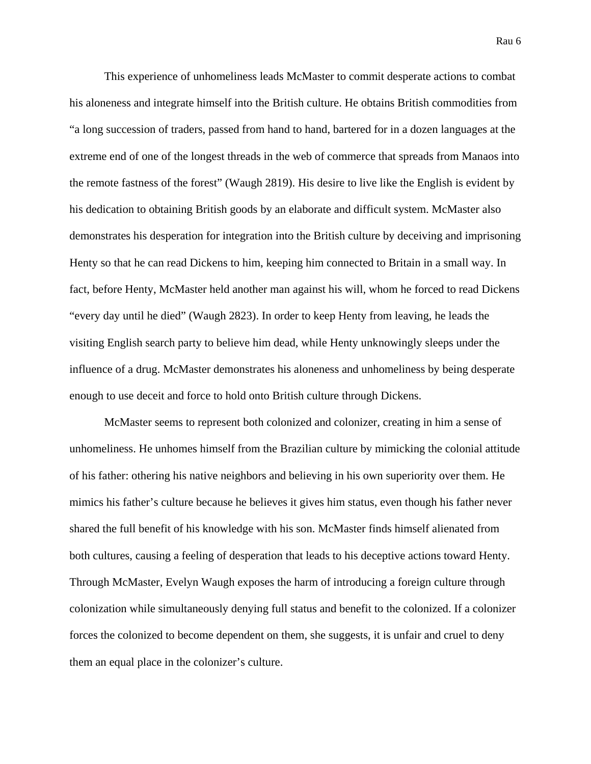This experience of unhomeliness leads McMaster to commit desperate actions to combat his aloneness and integrate himself into the British culture. He obtains British commodities from "a long succession of traders, passed from hand to hand, bartered for in a dozen languages at the extreme end of one of the longest threads in the web of commerce that spreads from Manaos into the remote fastness of the forest" (Waugh 2819). His desire to live like the English is evident by his dedication to obtaining British goods by an elaborate and difficult system. McMaster also demonstrates his desperation for integration into the British culture by deceiving and imprisoning Henty so that he can read Dickens to him, keeping him connected to Britain in a small way. In fact, before Henty, McMaster held another man against his will, whom he forced to read Dickens "every day until he died" (Waugh 2823). In order to keep Henty from leaving, he leads the visiting English search party to believe him dead, while Henty unknowingly sleeps under the influence of a drug. McMaster demonstrates his aloneness and unhomeliness by being desperate enough to use deceit and force to hold onto British culture through Dickens.

McMaster seems to represent both colonized and colonizer, creating in him a sense of unhomeliness. He unhomes himself from the Brazilian culture by mimicking the colonial attitude of his father: othering his native neighbors and believing in his own superiority over them. He mimics his father's culture because he believes it gives him status, even though his father never shared the full benefit of his knowledge with his son. McMaster finds himself alienated from both cultures, causing a feeling of desperation that leads to his deceptive actions toward Henty. Through McMaster, Evelyn Waugh exposes the harm of introducing a foreign culture through colonization while simultaneously denying full status and benefit to the colonized. If a colonizer forces the colonized to become dependent on them, she suggests, it is unfair and cruel to deny them an equal place in the colonizer's culture.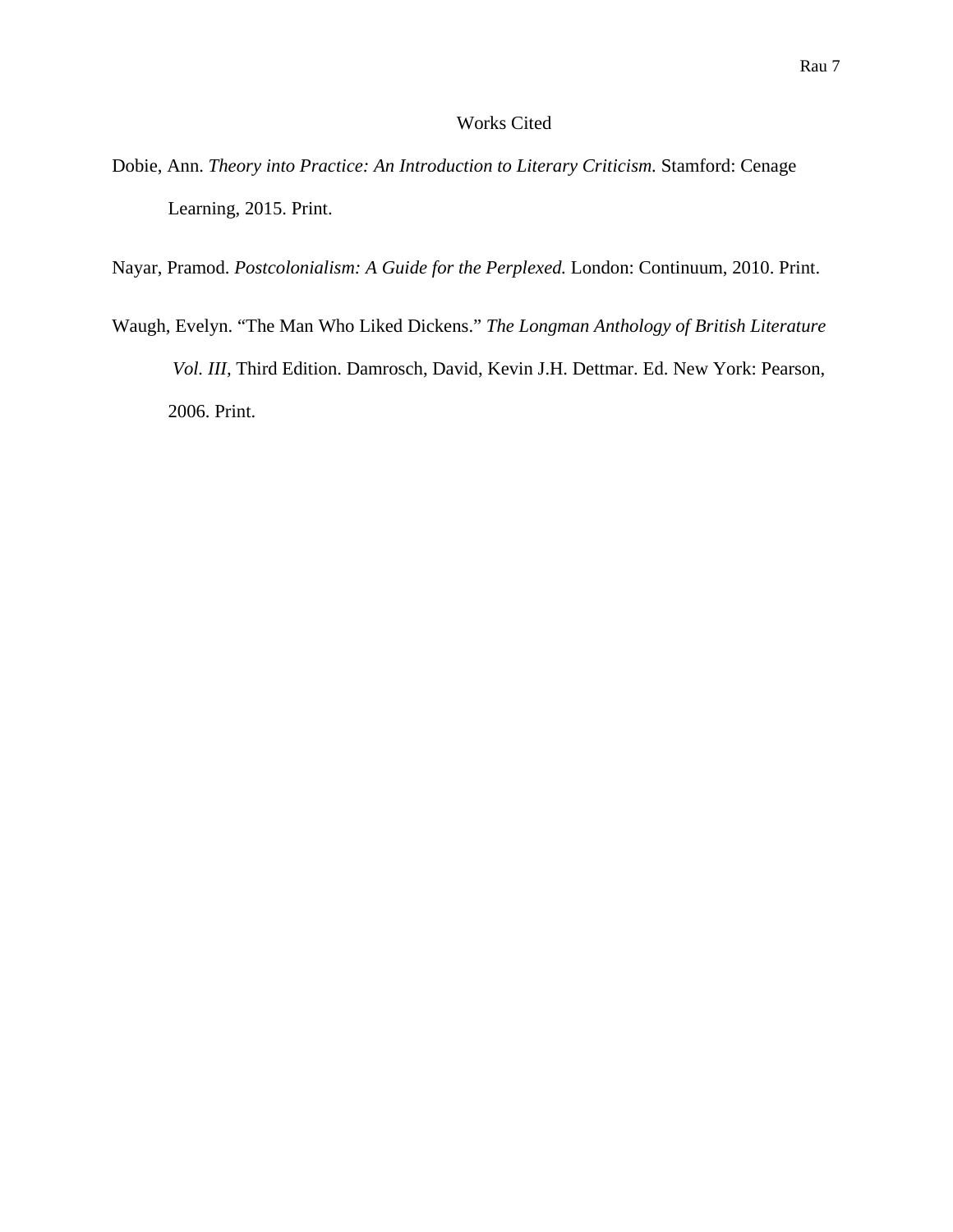# Works Cited

Dobie, Ann. *Theory into Practice: An Introduction to Literary Criticism.* Stamford: Cenage Learning, 2015. Print.

Nayar, Pramod. *Postcolonialism: A Guide for the Perplexed.* London: Continuum, 2010. Print.

Waugh, Evelyn. "The Man Who Liked Dickens." *The Longman Anthology of British Literature Vol. III,* Third Edition. Damrosch, David, Kevin J.H. Dettmar. Ed. New York: Pearson, 2006. Print.